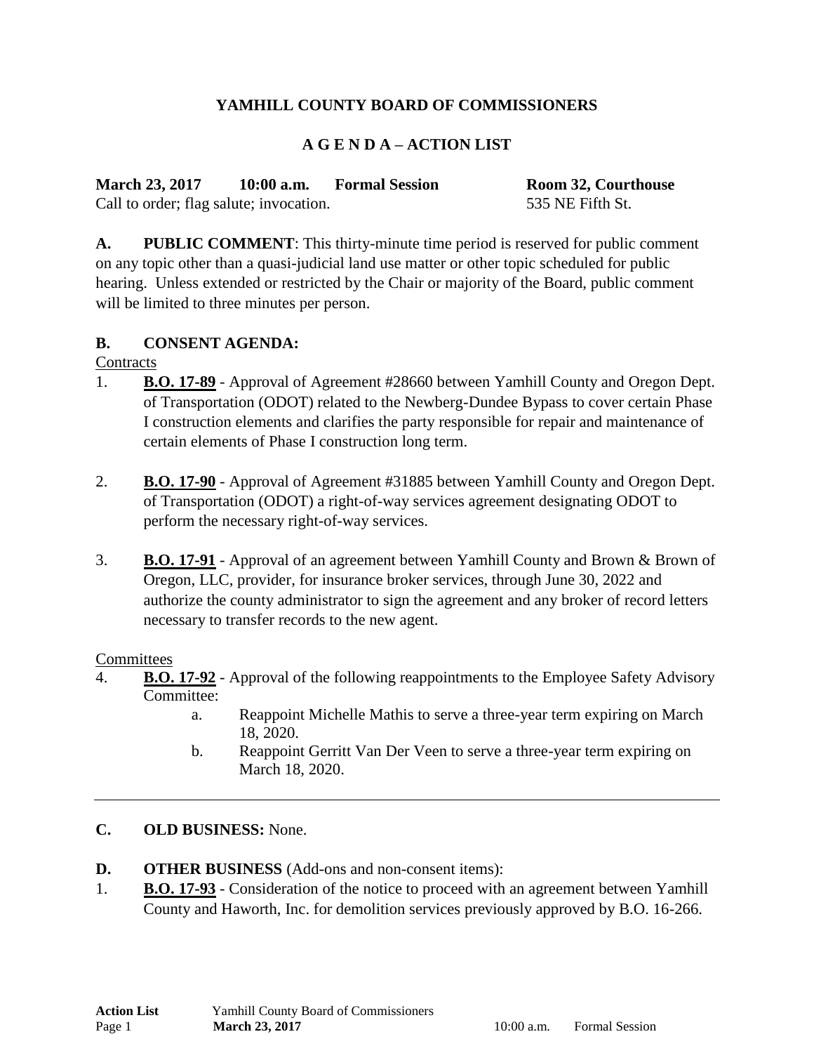# YAMHILL COUNTY BOARD OF COMMISSIONERS

## A G E N D A – ACTION LIST

**March 23, 2017 10:00 a.m. Formal Session** **Room 32, Courthouse**
Call to order; flag salute; invocation. 535 NE Fifth St.

**A. PUBLIC COMMENT**: This thirty-minute time period is reserved for public comment on any topic other than a quasi-judicial land use matter or other topic scheduled for public hearing. Unless extended or restricted by the Chair or majority of the Board, public comment will be limited to three minutes per person.

**B. CONSENT AGENDA:**

Contracts

1. **B.O. 17-89** - Approval of Agreement #28660 between Yamhill County and Oregon Dept. of Transportation (ODOT) related to the Newberg-Dundee Bypass to cover certain Phase I construction elements and clarifies the party responsible for repair and maintenance of certain elements of Phase I construction long term.

2. **B.O. 17-90** - Approval of Agreement #31885 between Yamhill County and Oregon Dept. of Transportation (ODOT) a right-of-way services agreement designating ODOT to perform the necessary right-of-way services.

3. **B.O. 17-91** - Approval of an agreement between Yamhill County and Brown & Brown of Oregon, LLC, provider, for insurance broker services, through June 30, 2022 and authorize the county administrator to sign the agreement and any broker of record letters necessary to transfer records to the new agent.

Committees

4. **B.O. 17-92** - Approval of the following reappointments to the Employee Safety Advisory Committee:
   a. Reappoint Michelle Mathis to serve a three-year term expiring on March 18, 2020.
   b. Reappoint Gerritt Van Der Veen to serve a three-year term expiring on March 18, 2020.

---

**C. OLD BUSINESS:** None.

**D. OTHER BUSINESS** (Add-ons and non-consent items):

1. **B.O. 17-93** - Consideration of the notice to proceed with an agreement between Yamhill County and Haworth, Inc. for demolition services previously approved by B.O. 16-266.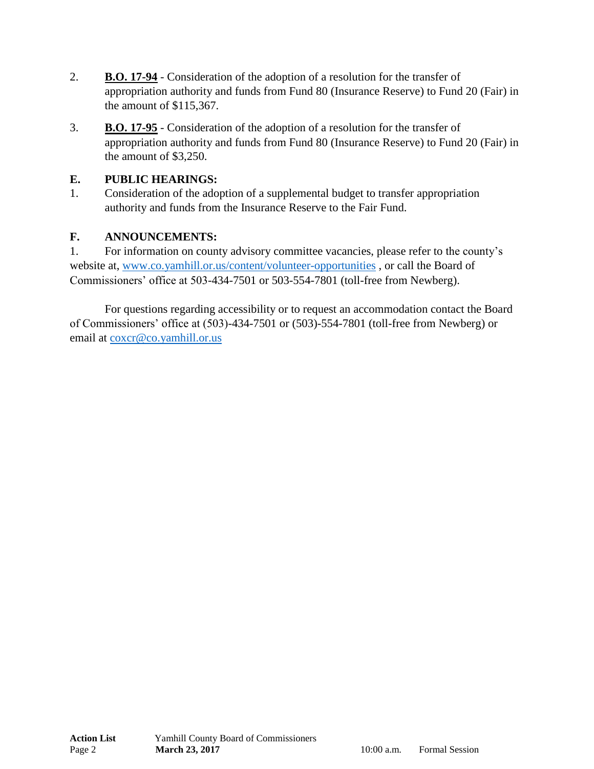2. **B.O. 17-94** - Consideration of the adoption of a resolution for the transfer of appropriation authority and funds from Fund 80 (Insurance Reserve) to Fund 20 (Fair) in the amount of $115,367.

3. **B.O. 17-95** - Consideration of the adoption of a resolution for the transfer of appropriation authority and funds from Fund 80 (Insurance Reserve) to Fund 20 (Fair) in the amount of $3,250.

## E. PUBLIC HEARINGS:

1. Consideration of the adoption of a supplemental budget to transfer appropriation authority and funds from the Insurance Reserve to the Fair Fund.

## F. ANNOUNCEMENTS:

1. For information on county advisory committee vacancies, please refer to the county's website at, www.co.yamhill.or.us/content/volunteer-opportunities , or call the Board of Commissioners' office at 503-434-7501 or 503-554-7801 (toll-free from Newberg).

For questions regarding accessibility or to request an accommodation contact the Board of Commissioners' office at (503)-434-7501 or (503)-554-7801 (toll-free from Newberg) or email at coxcr@co.yamhill.or.us